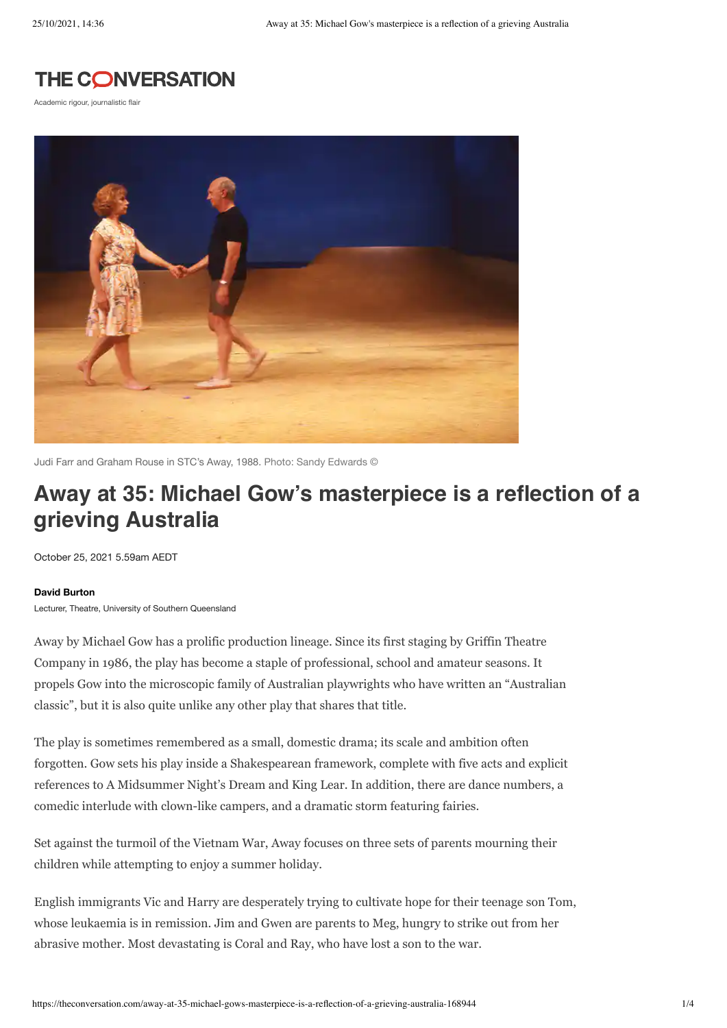THE CONVERSATION

Academic rigour, journalistic flair

Judi Farr and Graham Rouse in STC's Away, 1988. Photo: Sandy Edwards ©

# Away at 35: Michael Gow's masterpiece is a reflection of a grieving Australia

October 25, 2021 5.59am AEDT

**David Burton**

Lecturer, Theatre, University of Southern Queensland

Away by Michael Gow has a prolific production lineage. Since its first staging by Griffin Theatre Company in 1986, the play has become a staple of professional, school and amateur seasons. It propels Gow into the microscopic family of Australian playwrights who have written an "Australian classic", but it is also quite unlike any other play that shares that title.

The play is sometimes remembered as a small, domestic drama; its scale and ambition often forgotten. Gow sets his play inside a Shakespearean framework, complete with five acts and explicit references to A Midsummer Night's Dream and King Lear. In addition, there are dance numbers, a comedic interlude with clown-like campers, and a dramatic storm featuring fairies.

Set against the turmoil of the Vietnam War, Away focuses on three sets of parents mourning their children while attempting to enjoy a summer holiday.

English immigrants Vic and Harry are desperately trying to cultivate hope for their teenage son Tom, whose leukaemia is in remission. Jim and Gwen are parents to Meg, hungry to strike out from her abrasive mother. Most devastating is Coral and Ray, who have lost a son to the war.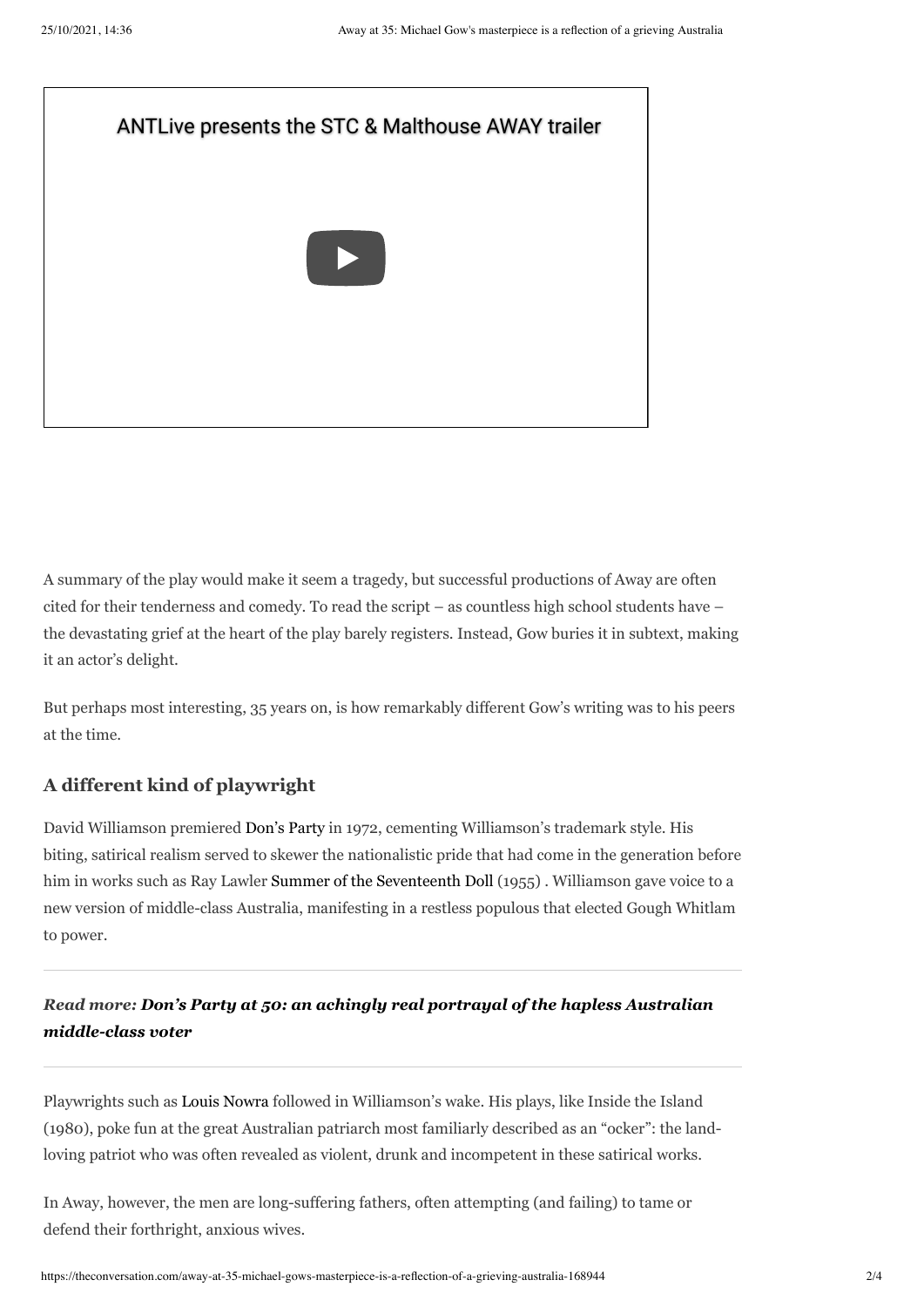ANTLive presents the STC & Malthouse AWAY trailer

A summary of the play would make it seem a tragedy, but successful productions of Away are often cited for their tenderness and comedy. To read the script – as countless high school students have – the devastating grief at the heart of the play barely registers. Instead, Gow buries it in subtext, making it an actor's delight.

But perhaps most interesting, 35 years on, is how remarkably different Gow's writing was to his peers at the time.

## A different kind of playwright

David Williamson premiered Don's Party in 1972, cementing Williamson's trademark style. His biting, satirical realism served to skewer the nationalistic pride that had come in the generation before him in works such as Ray Lawler Summer of the Seventeenth Doll (1955) . Williamson gave voice to a new version of middle-class Australia, manifesting in a restless populous that elected Gough Whitlam to power.

***Read more:* *Don's Party at 50: an achingly real portrayal of the hapless Australian middle-class voter***

Playwrights such as Louis Nowra followed in Williamson's wake. His plays, like Inside the Island (1980), poke fun at the great Australian patriarch most familiarly described as an "ocker": the land-loving patriot who was often revealed as violent, drunk and incompetent in these satirical works.

In Away, however, the men are long-suffering fathers, often attempting (and failing) to tame or defend their forthright, anxious wives.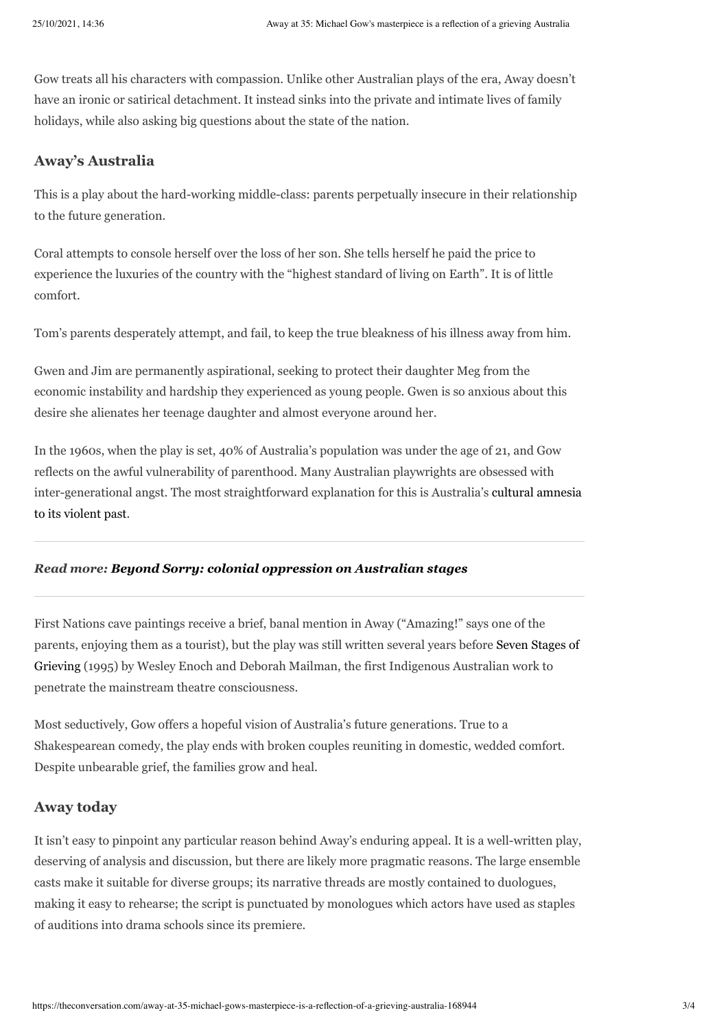Gow treats all his characters with compassion. Unlike other Australian plays of the era, Away doesn't have an ironic or satirical detachment. It instead sinks into the private and intimate lives of family holidays, while also asking big questions about the state of the nation.

## Away's Australia

This is a play about the hard-working middle-class: parents perpetually insecure in their relationship to the future generation.

Coral attempts to console herself over the loss of her son. She tells herself he paid the price to experience the luxuries of the country with the "highest standard of living on Earth". It is of little comfort.

Tom's parents desperately attempt, and fail, to keep the true bleakness of his illness away from him.

Gwen and Jim are permanently aspirational, seeking to protect their daughter Meg from the economic instability and hardship they experienced as young people. Gwen is so anxious about this desire she alienates her teenage daughter and almost everyone around her.

In the 1960s, when the play is set, 40% of Australia's population was under the age of 21, and Gow reflects on the awful vulnerability of parenthood. Many Australian playwrights are obsessed with inter-generational angst. The most straightforward explanation for this is Australia's cultural amnesia to its violent past.

---

***Read more:* *Beyond Sorry: colonial oppression on Australian stages***

---

First Nations cave paintings receive a brief, banal mention in Away ("Amazing!" says one of the parents, enjoying them as a tourist), but the play was still written several years before Seven Stages of Grieving (1995) by Wesley Enoch and Deborah Mailman, the first Indigenous Australian work to penetrate the mainstream theatre consciousness.

Most seductively, Gow offers a hopeful vision of Australia's future generations. True to a Shakespearean comedy, the play ends with broken couples reuniting in domestic, wedded comfort. Despite unbearable grief, the families grow and heal.

## Away today

It isn't easy to pinpoint any particular reason behind Away's enduring appeal. It is a well-written play, deserving of analysis and discussion, but there are likely more pragmatic reasons. The large ensemble casts make it suitable for diverse groups; its narrative threads are mostly contained to duologues, making it easy to rehearse; the script is punctuated by monologues which actors have used as staples of auditions into drama schools since its premiere.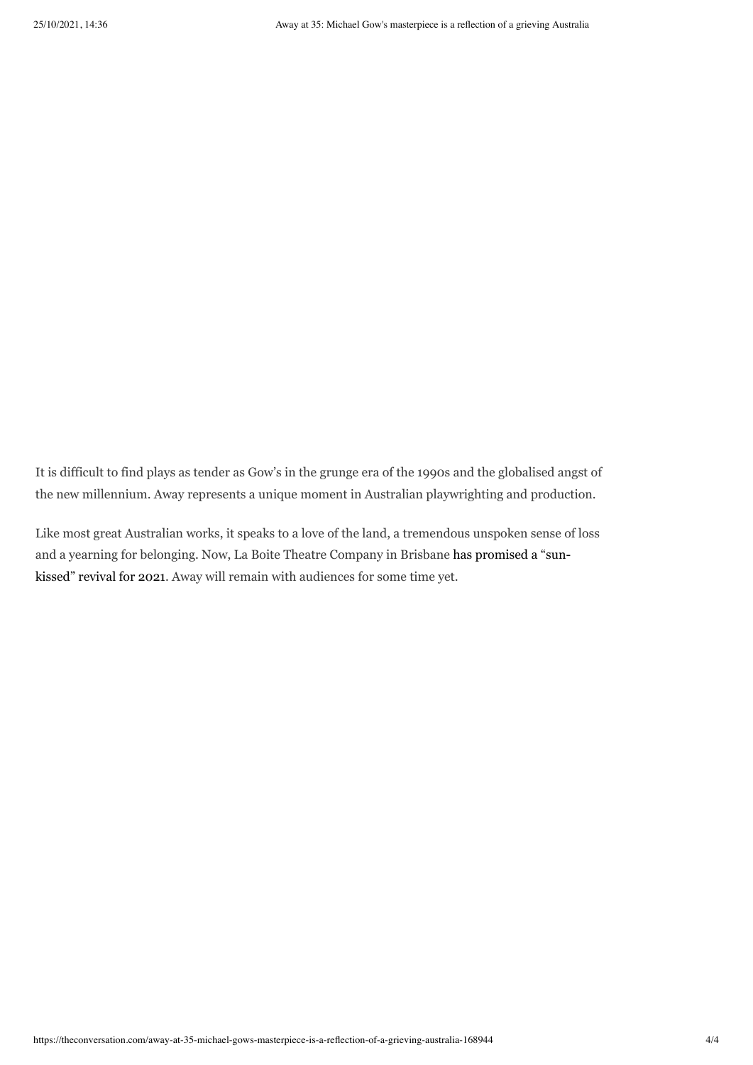It is difficult to find plays as tender as Gow's in the grunge era of the 1990s and the globalised angst of the new millennium. Away represents a unique moment in Australian playwrighting and production.

Like most great Australian works, it speaks to a love of the land, a tremendous unspoken sense of loss and a yearning for belonging. Now, La Boite Theatre Company in Brisbane has promised a "sun-kissed" revival for 2021. Away will remain with audiences for some time yet.